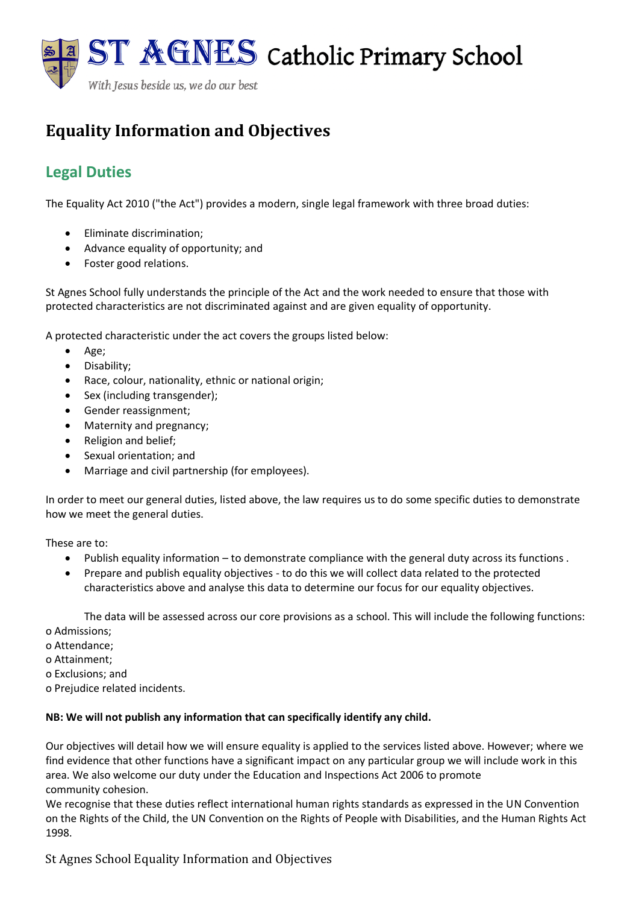ST AGNES Catholic Primary School

*With Jesus beside us, we do our best*

# Equality Information and Objectives

## Legal Duties

The Equality Act 2010 ("the Act") provides a modern, single legal framework with three broad duties:

- Eliminate discrimination;
- Advance equality of opportunity; and
- Foster good relations.

St Agnes School fully understands the principle of the Act and the work needed to ensure that those with protected characteristics are not discriminated against and are given equality of opportunity.

A protected characteristic under the act covers the groups listed below:

- Age;
- Disability;
- Race, colour, nationality, ethnic or national origin;
- Sex (including transgender);
- Gender reassignment;
- Maternity and pregnancy;
- Religion and belief;
- Sexual orientation; and
- Marriage and civil partnership (for employees).

In order to meet our general duties, listed above, the law requires us to do some specific duties to demonstrate how we meet the general duties.

These are to:

- Publish equality information – to demonstrate compliance with the general duty across its functions .
- Prepare and publish equality objectives - to do this we will collect data related to the protected characteristics above and analyse this data to determine our focus for our equality objectives.

The data will be assessed across our core provisions as a school. This will include the following functions:

- o Admissions;
- o Attendance;
- o Attainment;
- o Exclusions; and
- o Prejudice related incidents.

**NB: We will not publish any information that can specifically identify any child.**

Our objectives will detail how we will ensure equality is applied to the services listed above. However; where we find evidence that other functions have a significant impact on any particular group we will include work in this area. We also welcome our duty under the Education and Inspections Act 2006 to promote community cohesion.

We recognise that these duties reflect international human rights standards as expressed in the UN Convention on the Rights of the Child, the UN Convention on the Rights of People with Disabilities, and the Human Rights Act 1998.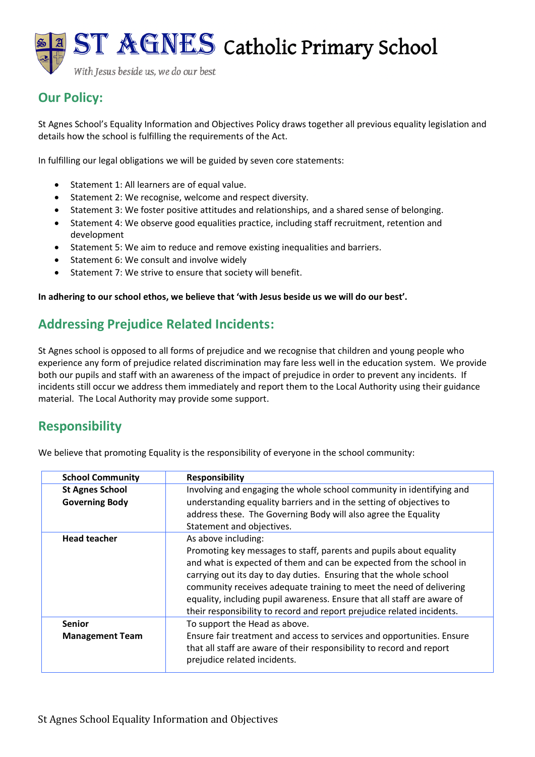## Our Policy:

St Agnes School's Equality Information and Objectives Policy draws together all previous equality legislation and details how the school is fulfilling the requirements of the Act.

In fulfilling our legal obligations we will be guided by seven core statements:

- Statement 1: All learners are of equal value.
- Statement 2: We recognise, welcome and respect diversity.
- Statement 3: We foster positive attitudes and relationships, and a shared sense of belonging.
- Statement 4: We observe good equalities practice, including staff recruitment, retention and development
- Statement 5: We aim to reduce and remove existing inequalities and barriers.
- Statement 6: We consult and involve widely
- Statement 7: We strive to ensure that society will benefit.

**In adhering to our school ethos, we believe that 'with Jesus beside us we will do our best'.**

## Addressing Prejudice Related Incidents:

St Agnes school is opposed to all forms of prejudice and we recognise that children and young people who experience any form of prejudice related discrimination may fare less well in the education system. We provide both our pupils and staff with an awareness of the impact of prejudice in order to prevent any incidents. If incidents still occur we address them immediately and report them to the Local Authority using their guidance material. The Local Authority may provide some support.

## Responsibility

We believe that promoting Equality is the responsibility of everyone in the school community:

| School Community | Responsibility |
|---|---|
| **St Agnes School Governing Body** | Involving and engaging the whole school community in identifying and understanding equality barriers and in the setting of objectives to address these. The Governing Body will also agree the Equality Statement and objectives. |
| **Head teacher** | As above including:<br>Promoting key messages to staff, parents and pupils about equality and what is expected of them and can be expected from the school in carrying out its day to day duties. Ensuring that the whole school community receives adequate training to meet the need of delivering equality, including pupil awareness. Ensure that all staff are aware of their responsibility to record and report prejudice related incidents. |
| **Senior Management Team** | To support the Head as above.<br>Ensure fair treatment and access to services and opportunities. Ensure that all staff are aware of their responsibility to record and report prejudice related incidents. |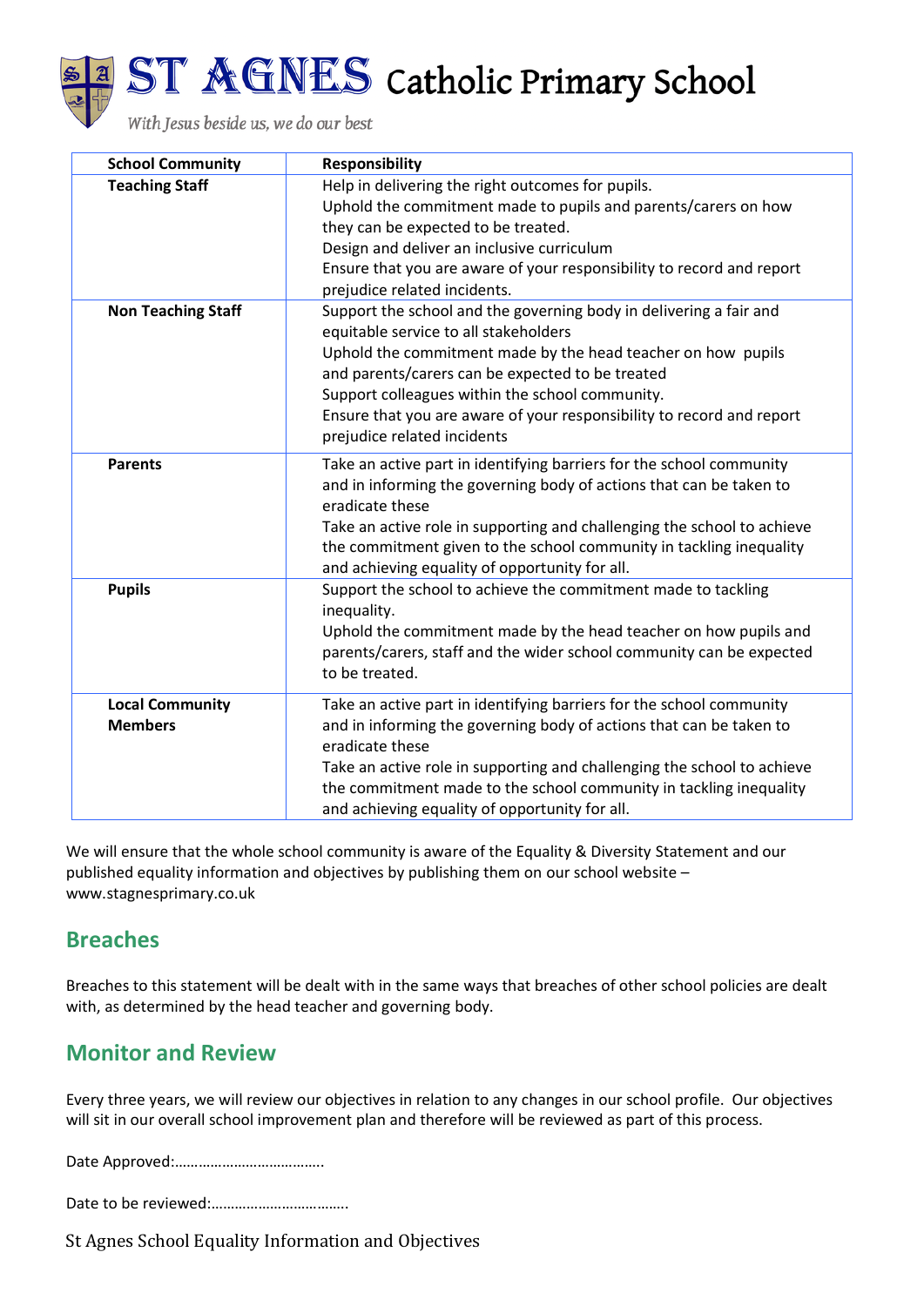| School Community | Responsibility |
|---|---|
| **Teaching Staff** | Help in delivering the right outcomes for pupils.<br>Uphold the commitment made to pupils and parents/carers on how they can be expected to be treated.<br>Design and deliver an inclusive curriculum<br>Ensure that you are aware of your responsibility to record and report prejudice related incidents. |
| **Non Teaching Staff** | Support the school and the governing body in delivering a fair and equitable service to all stakeholders<br>Uphold the commitment made by the head teacher on how pupils and parents/carers can be expected to be treated<br>Support colleagues within the school community.<br>Ensure that you are aware of your responsibility to record and report prejudice related incidents |
| **Parents** | Take an active part in identifying barriers for the school community and in informing the governing body of actions that can be taken to eradicate these<br>Take an active role in supporting and challenging the school to achieve the commitment given to the school community in tackling inequality and achieving equality of opportunity for all. |
| **Pupils** | Support the school to achieve the commitment made to tackling inequality.<br>Uphold the commitment made by the head teacher on how pupils and parents/carers, staff and the wider school community can be expected to be treated. |
| **Local Community Members** | Take an active part in identifying barriers for the school community and in informing the governing body of actions that can be taken to eradicate these<br>Take an active role in supporting and challenging the school to achieve the commitment made to the school community in tackling inequality and achieving equality of opportunity for all. |

We will ensure that the whole school community is aware of the Equality & Diversity Statement and our published equality information and objectives by publishing them on our school website – www.stagnesprimary.co.uk

## Breaches

Breaches to this statement will be dealt with in the same ways that breaches of other school policies are dealt with, as determined by the head teacher and governing body.

## Monitor and Review

Every three years, we will review our objectives in relation to any changes in our school profile. Our objectives will sit in our overall school improvement plan and therefore will be reviewed as part of this process.

Date Approved:……………………………….

Date to be reviewed:…………………………….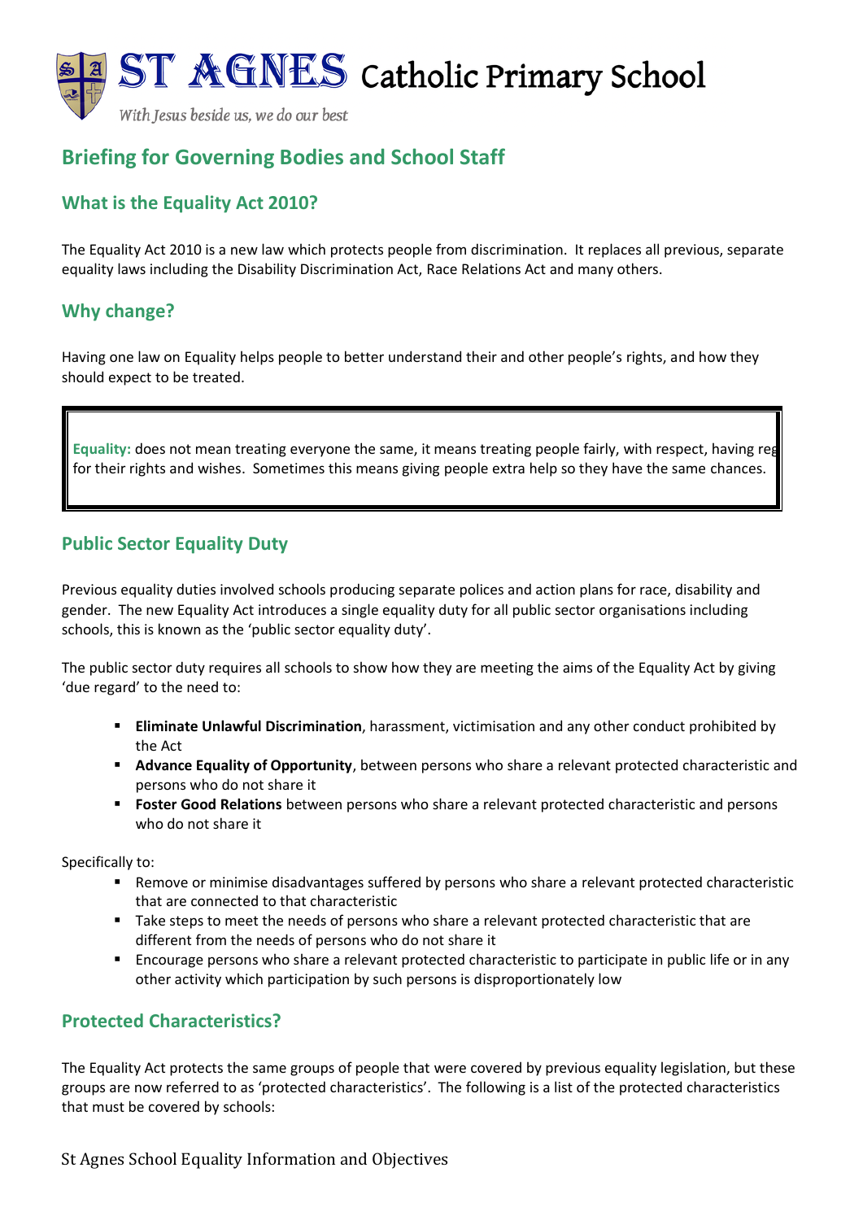# ST AGNES Catholic Primary School

*With Jesus beside us, we do our best*

## Briefing for Governing Bodies and School Staff

### What is the Equality Act 2010?

The Equality Act 2010 is a new law which protects people from discrimination. It replaces all previous, separate equality laws including the Disability Discrimination Act, Race Relations Act and many others.

### Why change?

Having one law on Equality helps people to better understand their and other people's rights, and how they should expect to be treated.

> **Equality:** does not mean treating everyone the same, it means treating people fairly, with respect, having reg for their rights and wishes. Sometimes this means giving people extra help so they have the same chances.

### Public Sector Equality Duty

Previous equality duties involved schools producing separate polices and action plans for race, disability and gender. The new Equality Act introduces a single equality duty for all public sector organisations including schools, this is known as the 'public sector equality duty'.

The public sector duty requires all schools to show how they are meeting the aims of the Equality Act by giving 'due regard' to the need to:

- **Eliminate Unlawful Discrimination**, harassment, victimisation and any other conduct prohibited by the Act
- **Advance Equality of Opportunity**, between persons who share a relevant protected characteristic and persons who do not share it
- **Foster Good Relations** between persons who share a relevant protected characteristic and persons who do not share it

Specifically to:

- Remove or minimise disadvantages suffered by persons who share a relevant protected characteristic that are connected to that characteristic
- Take steps to meet the needs of persons who share a relevant protected characteristic that are different from the needs of persons who do not share it
- Encourage persons who share a relevant protected characteristic to participate in public life or in any other activity which participation by such persons is disproportionately low

### Protected Characteristics?

The Equality Act protects the same groups of people that were covered by previous equality legislation, but these groups are now referred to as 'protected characteristics'. The following is a list of the protected characteristics that must be covered by schools: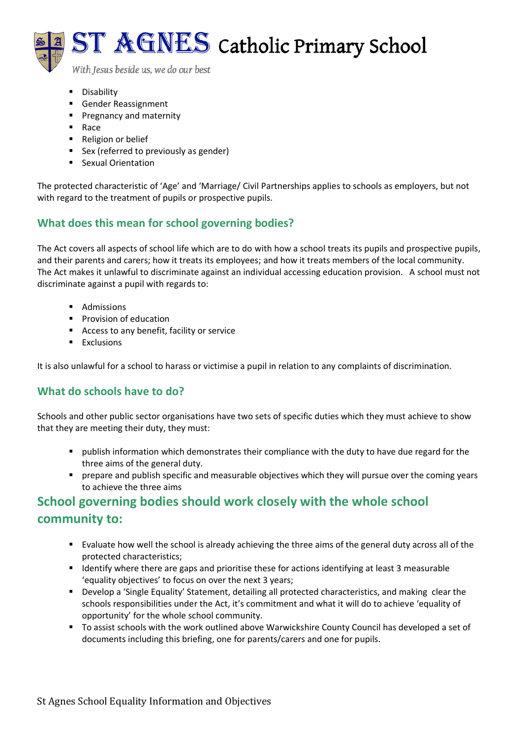- Disability
- Gender Reassignment
- Pregnancy and maternity
- Race
- Religion or belief
- Sex (referred to previously as gender)
- Sexual Orientation

The protected characteristic of 'Age' and 'Marriage/ Civil Partnerships applies to schools as employers, but not with regard to the treatment of pupils or prospective pupils.

### What does this mean for school governing bodies?

The Act covers all aspects of school life which are to do with how a school treats its pupils and prospective pupils, and their parents and carers; how it treats its employees; and how it treats members of the local community. The Act makes it unlawful to discriminate against an individual accessing education provision. A school must not discriminate against a pupil with regards to:

- Admissions
- Provision of education
- Access to any benefit, facility or service
- Exclusions

It is also unlawful for a school to harass or victimise a pupil in relation to any complaints of discrimination.

### What do schools have to do?

Schools and other public sector organisations have two sets of specific duties which they must achieve to show that they are meeting their duty, they must:

- publish information which demonstrates their compliance with the duty to have due regard for the three aims of the general duty.
- prepare and publish specific and measurable objectives which they will pursue over the coming years to achieve the three aims

## School governing bodies should work closely with the whole school community to:

- Evaluate how well the school is already achieving the three aims of the general duty across all of the protected characteristics;
- Identify where there are gaps and prioritise these for actions identifying at least 3 measurable 'equality objectives' to focus on over the next 3 years;
- Develop a 'Single Equality' Statement, detailing all protected characteristics, and making clear the schools responsibilities under the Act, it's commitment and what it will do to achieve 'equality of opportunity' for the whole school community.
- To assist schools with the work outlined above Warwickshire County Council has developed a set of documents including this briefing, one for parents/carers and one for pupils.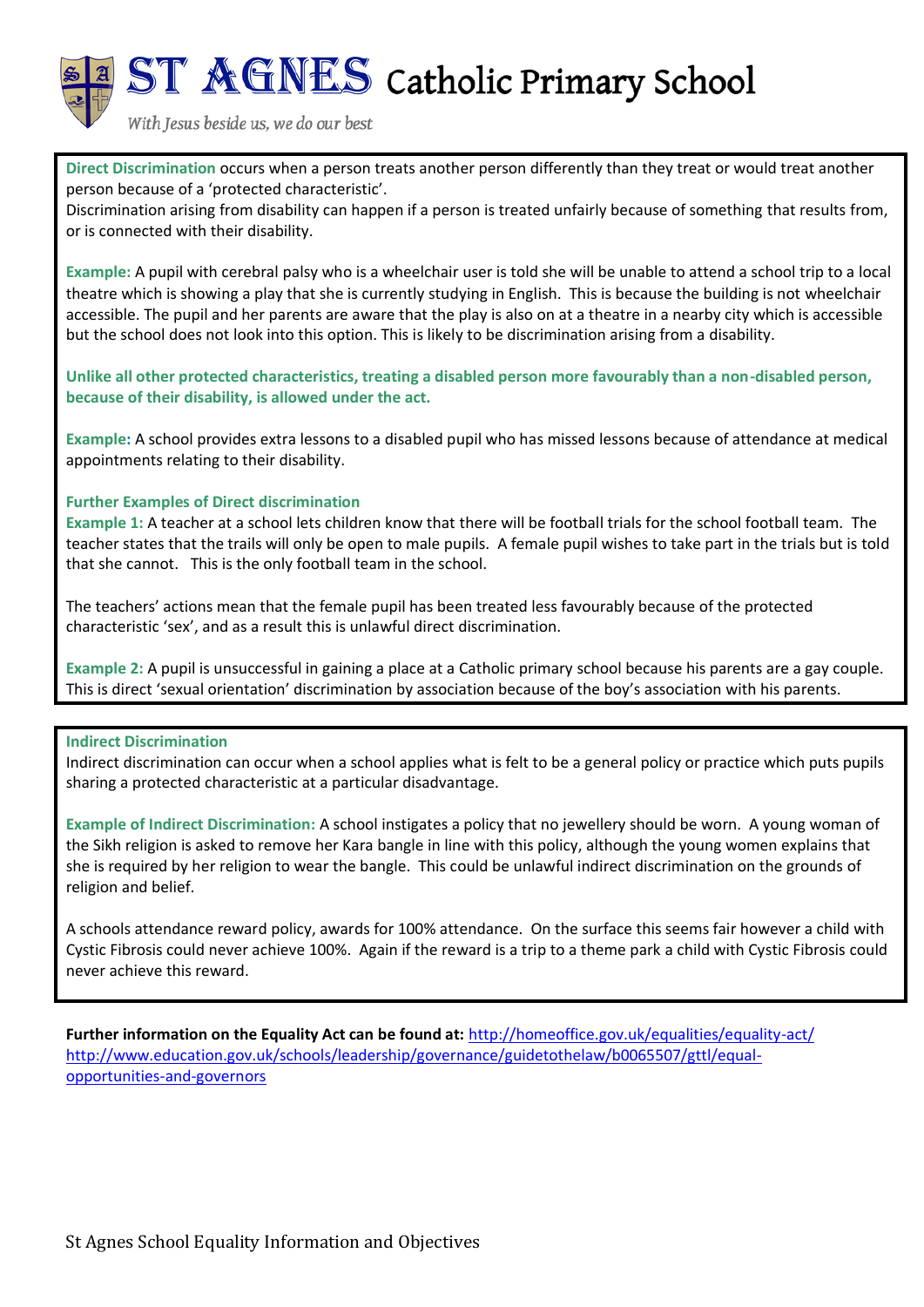**Direct Discrimination** occurs when a person treats another person differently than they treat or would treat another person because of a 'protected characteristic'.
Discrimination arising from disability can happen if a person is treated unfairly because of something that results from, or is connected with their disability.

**Example:** A pupil with cerebral palsy who is a wheelchair user is told she will be unable to attend a school trip to a local theatre which is showing a play that she is currently studying in English. This is because the building is not wheelchair accessible. The pupil and her parents are aware that the play is also on at a theatre in a nearby city which is accessible but the school does not look into this option. This is likely to be discrimination arising from a disability.

**Unlike all other protected characteristics, treating a disabled person more favourably than a non-disabled person, because of their disability, is allowed under the act.**

**Example:** A school provides extra lessons to a disabled pupil who has missed lessons because of attendance at medical appointments relating to their disability.

**Further Examples of Direct discrimination**

**Example 1:** A teacher at a school lets children know that there will be football trials for the school football team. The teacher states that the trails will only be open to male pupils. A female pupil wishes to take part in the trials but is told that she cannot. This is the only football team in the school.

The teachers' actions mean that the female pupil has been treated less favourably because of the protected characteristic 'sex', and as a result this is unlawful direct discrimination.

**Example 2:** A pupil is unsuccessful in gaining a place at a Catholic primary school because his parents are a gay couple. This is direct 'sexual orientation' discrimination by association because of the boy's association with his parents.

**Indirect Discrimination**

Indirect discrimination can occur when a school applies what is felt to be a general policy or practice which puts pupils sharing a protected characteristic at a particular disadvantage.

**Example of Indirect Discrimination:** A school instigates a policy that no jewellery should be worn. A young woman of the Sikh religion is asked to remove her Kara bangle in line with this policy, although the young women explains that she is required by her religion to wear the bangle. This could be unlawful indirect discrimination on the grounds of religion and belief.

A schools attendance reward policy, awards for 100% attendance. On the surface this seems fair however a child with Cystic Fibrosis could never achieve 100%. Again if the reward is a trip to a theme park a child with Cystic Fibrosis could never achieve this reward.

**Further information on the Equality Act can be found at:** http://homeoffice.gov.uk/equalities/equality-act/
http://www.education.gov.uk/schools/leadership/governance/guidetothelaw/b0065507/gttl/equal-opportunities-and-governors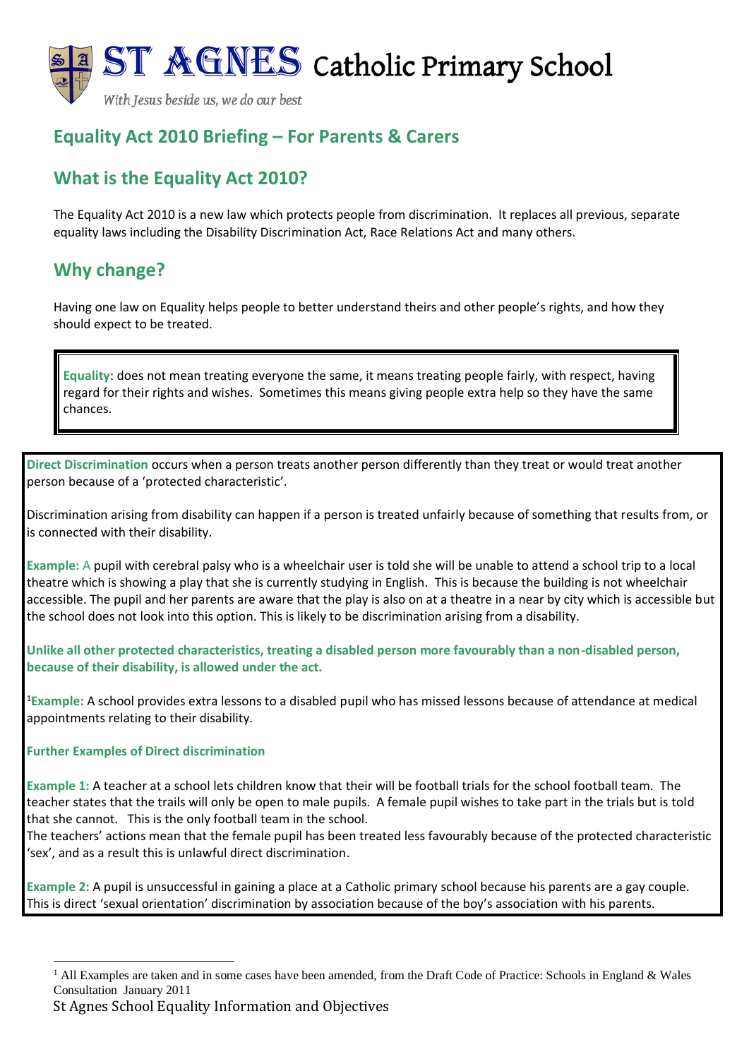# ST AGNES Catholic Primary School

*With Jesus beside us, we do our best*

## Equality Act 2010 Briefing – For Parents & Carers

## What is the Equality Act 2010?

The Equality Act 2010 is a new law which protects people from discrimination. It replaces all previous, separate equality laws including the Disability Discrimination Act, Race Relations Act and many others.

## Why change?

Having one law on Equality helps people to better understand theirs and other people's rights, and how they should expect to be treated.

**Equality**: does not mean treating everyone the same, it means treating people fairly, with respect, having regard for their rights and wishes. Sometimes this means giving people extra help so they have the same chances.

**Direct Discrimination** occurs when a person treats another person differently than they treat or would treat another person because of a 'protected characteristic'.

Discrimination arising from disability can happen if a person is treated unfairly because of something that results from, or is connected with their disability.

**Example:** A pupil with cerebral palsy who is a wheelchair user is told she will be unable to attend a school trip to a local theatre which is showing a play that she is currently studying in English. This is because the building is not wheelchair accessible. The pupil and her parents are aware that the play is also on at a theatre in a near by city which is accessible but the school does not look into this option. This is likely to be discrimination arising from a disability.

**Unlike all other protected characteristics, treating a disabled person more favourably than a non-disabled person, because of their disability, is allowed under the act.**

[1]**Example:** A school provides extra lessons to a disabled pupil who has missed lessons because of attendance at medical appointments relating to their disability.

**Further Examples of Direct discrimination**

**Example 1:** A teacher at a school lets children know that their will be football trials for the school football team. The teacher states that the trails will only be open to male pupils. A female pupil wishes to take part in the trials but is told that she cannot. This is the only football team in the school.
The teachers' actions mean that the female pupil has been treated less favourably because of the protected characteristic 'sex', and as a result this is unlawful direct discrimination.

**Example 2:** A pupil is unsuccessful in gaining a place at a Catholic primary school because his parents are a gay couple. This is direct 'sexual orientation' discrimination by association because of the boy's association with his parents.

[1] All Examples are taken and in some cases have been amended, from the Draft Code of Practice: Schools in England & Wales Consultation January 2011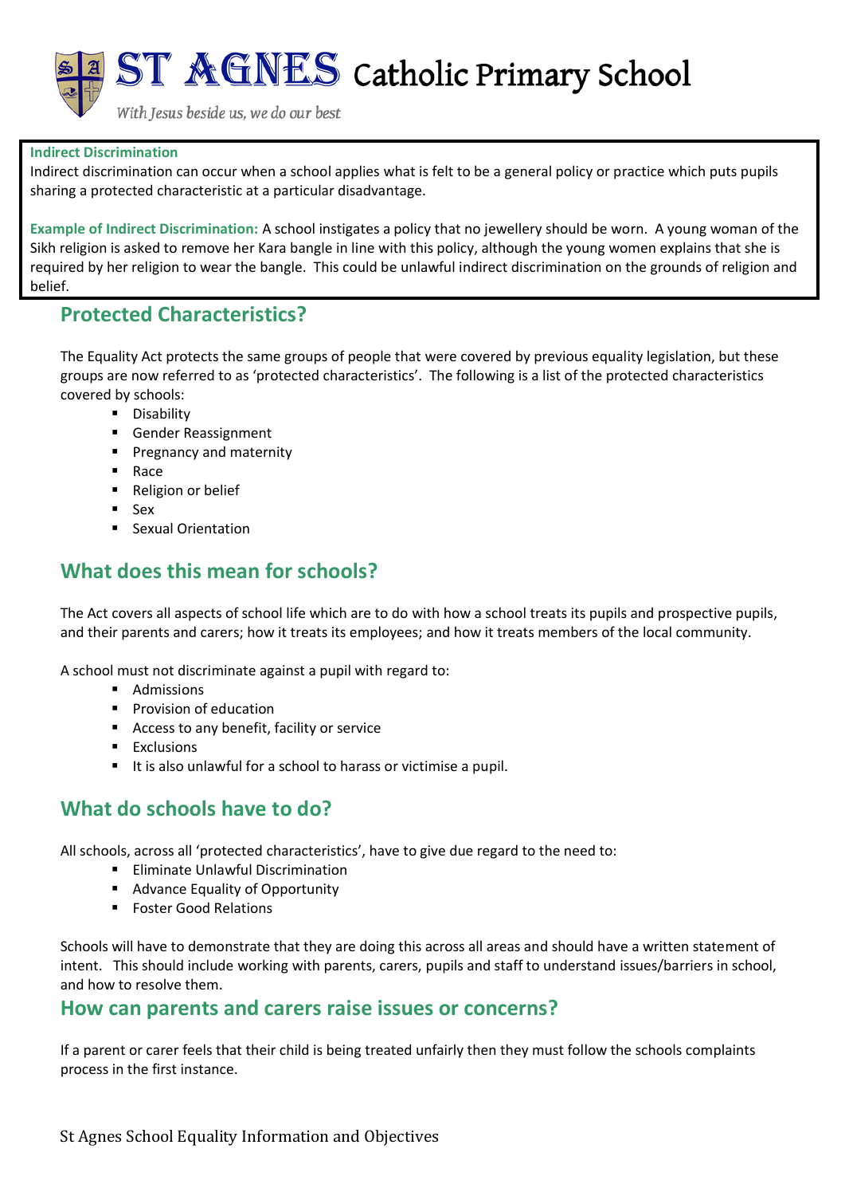**Indirect Discrimination**

Indirect discrimination can occur when a school applies what is felt to be a general policy or practice which puts pupils sharing a protected characteristic at a particular disadvantage.

**Example of Indirect Discrimination:** A school instigates a policy that no jewellery should be worn. A young woman of the Sikh religion is asked to remove her Kara bangle in line with this policy, although the young women explains that she is required by her religion to wear the bangle. This could be unlawful indirect discrimination on the grounds of religion and belief.

## Protected Characteristics?

The Equality Act protects the same groups of people that were covered by previous equality legislation, but these groups are now referred to as 'protected characteristics'. The following is a list of the protected characteristics covered by schools:

- Disability
- Gender Reassignment
- Pregnancy and maternity
- Race
- Religion or belief
- Sex
- Sexual Orientation

## What does this mean for schools?

The Act covers all aspects of school life which are to do with how a school treats its pupils and prospective pupils, and their parents and carers; how it treats its employees; and how it treats members of the local community.

A school must not discriminate against a pupil with regard to:

- Admissions
- Provision of education
- Access to any benefit, facility or service
- Exclusions
- It is also unlawful for a school to harass or victimise a pupil.

## What do schools have to do?

All schools, across all 'protected characteristics', have to give due regard to the need to:

- Eliminate Unlawful Discrimination
- Advance Equality of Opportunity
- Foster Good Relations

Schools will have to demonstrate that they are doing this across all areas and should have a written statement of intent. This should include working with parents, carers, pupils and staff to understand issues/barriers in school, and how to resolve them.

## How can parents and carers raise issues or concerns?

If a parent or carer feels that their child is being treated unfairly then they must follow the schools complaints process in the first instance.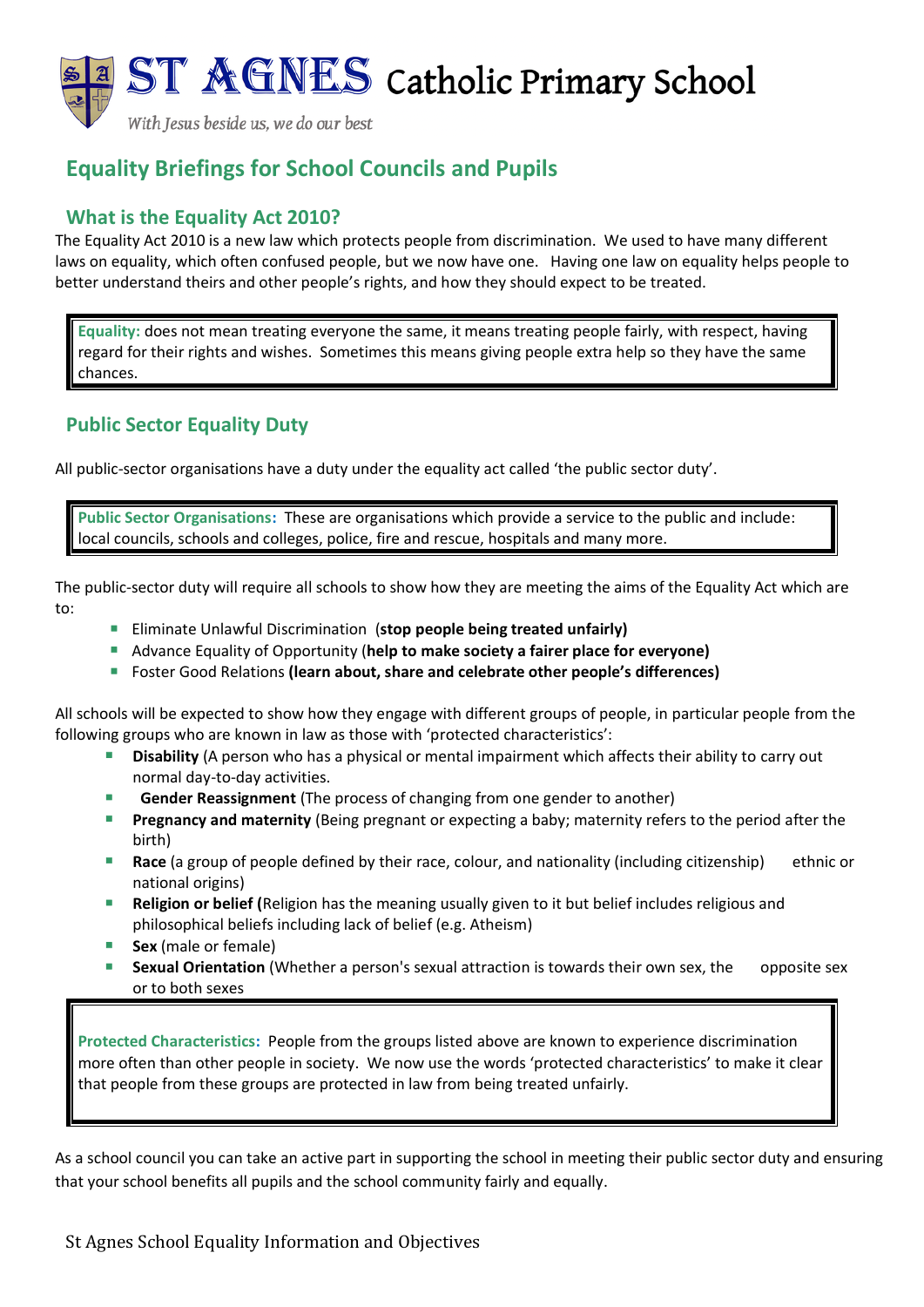**ST AGNES** Catholic Primary School

*With Jesus beside us, we do our best*

## Equality Briefings for School Councils and Pupils

### What is the Equality Act 2010?

The Equality Act 2010 is a new law which protects people from discrimination. We used to have many different laws on equality, which often confused people, but we now have one. Having one law on equality helps people to better understand theirs and other people's rights, and how they should expect to be treated.

> **Equality:** does not mean treating everyone the same, it means treating people fairly, with respect, having regard for their rights and wishes. Sometimes this means giving people extra help so they have the same chances.

### Public Sector Equality Duty

All public-sector organisations have a duty under the equality act called 'the public sector duty'.

> **Public Sector Organisations:** These are organisations which provide a service to the public and include: local councils, schools and colleges, police, fire and rescue, hospitals and many more.

The public-sector duty will require all schools to show how they are meeting the aims of the Equality Act which are to:

- Eliminate Unlawful Discrimination (**stop people being treated unfairly)**
- Advance Equality of Opportunity (**help to make society a fairer place for everyone)**
- Foster Good Relations **(learn about, share and celebrate other people's differences)**

All schools will be expected to show how they engage with different groups of people, in particular people from the following groups who are known in law as those with 'protected characteristics':

- **Disability** (A person who has a physical or mental impairment which affects their ability to carry out normal day-to-day activities.
- **Gender Reassignment** (The process of changing from one gender to another)
- **Pregnancy and maternity** (Being pregnant or expecting a baby; maternity refers to the period after the birth)
- **Race** (a group of people defined by their race, colour, and nationality (including citizenship) ethnic or national origins)
- **Religion or belief (**Religion has the meaning usually given to it but belief includes religious and philosophical beliefs including lack of belief (e.g. Atheism)
- **Sex** (male or female)
- **Sexual Orientation** (Whether a person's sexual attraction is towards their own sex, the opposite sex or to both sexes

> **Protected Characteristics:** People from the groups listed above are known to experience discrimination more often than other people in society. We now use the words 'protected characteristics' to make it clear that people from these groups are protected in law from being treated unfairly.

As a school council you can take an active part in supporting the school in meeting their public sector duty and ensuring that your school benefits all pupils and the school community fairly and equally.